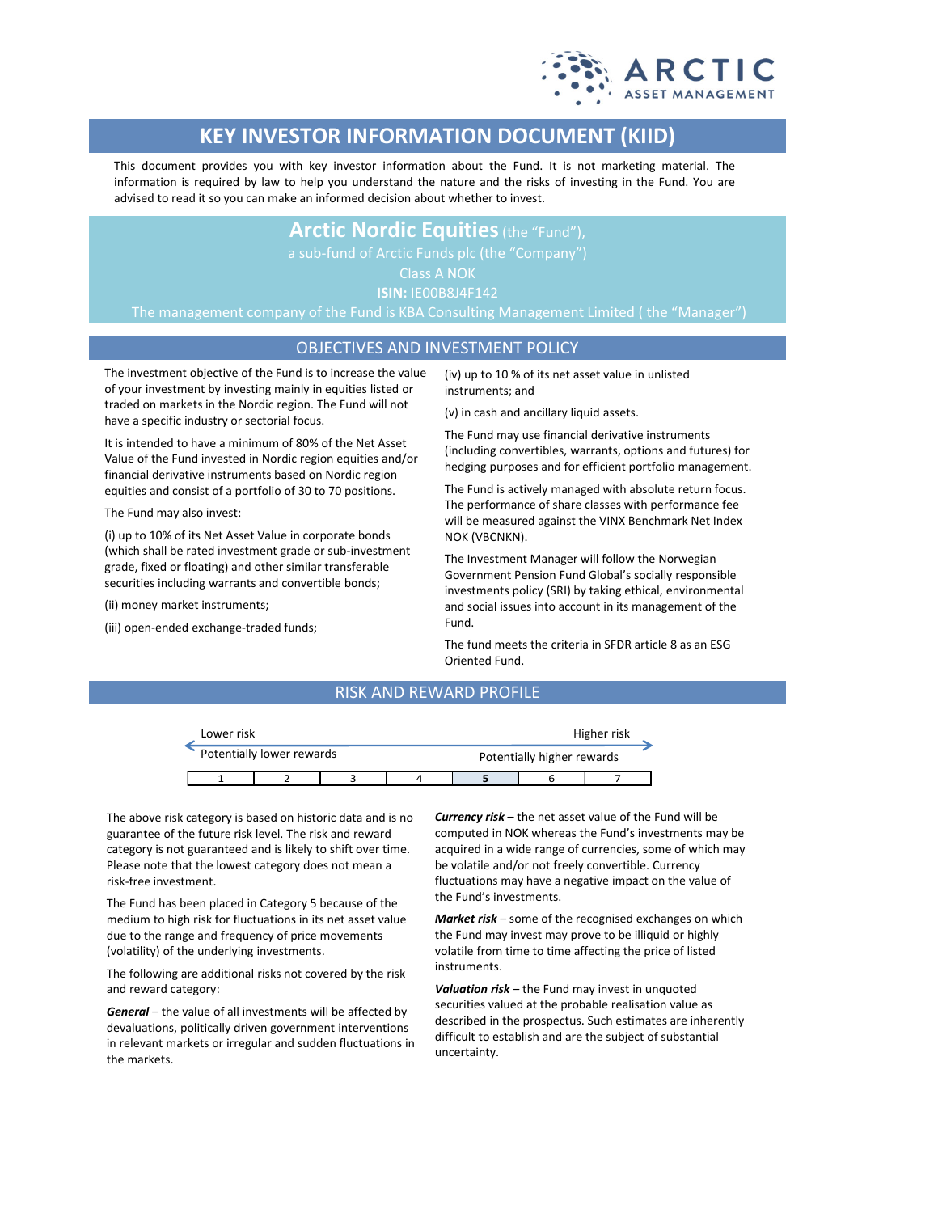ARCTIC ASSET MANAGEMENT

# KEY INVESTOR INFORMATION DOCUMENT (KIID)

This document provides you with key investor information about the Fund. It is not marketing material. The information is required by law to help you understand the nature and the risks of investing in the Fund. You are advised to read it so you can make an informed decision about whether to invest.

**Arctic Nordic Equities** (the "Fund"),
a sub-fund of Arctic Funds plc (the "Company")
Class A NOK
**ISIN:** IE00B8J4F142
The management company of the Fund is KBA Consulting Management Limited ( the "Manager")

## OBJECTIVES AND INVESTMENT POLICY

The investment objective of the Fund is to increase the value of your investment by investing mainly in equities listed or traded on markets in the Nordic region. The Fund will not have a specific industry or sectorial focus.

It is intended to have a minimum of 80% of the Net Asset Value of the Fund invested in Nordic region equities and/or financial derivative instruments based on Nordic region equities and consist of a portfolio of 30 to 70 positions.

The Fund may also invest:

(i) up to 10% of its Net Asset Value in corporate bonds (which shall be rated investment grade or sub-investment grade, fixed or floating) and other similar transferable securities including warrants and convertible bonds;

(ii) money market instruments;

(iii) open-ended exchange-traded funds;

(iv) up to 10 % of its net asset value in unlisted instruments; and

(v) in cash and ancillary liquid assets.

The Fund may use financial derivative instruments (including convertibles, warrants, options and futures) for hedging purposes and for efficient portfolio management.

The Fund is actively managed with absolute return focus. The performance of share classes with performance fee will be measured against the VINX Benchmark Net Index NOK (VBCNKN).

The Investment Manager will follow the Norwegian Government Pension Fund Global's socially responsible investments policy (SRI) by taking ethical, environmental and social issues into account in its management of the Fund.

The fund meets the criteria in SFDR article 8 as an ESG Oriented Fund.

## RISK AND REWARD PROFILE

Lower risk — Higher risk

Potentially lower rewards — Potentially higher rewards

| 1 | 2 | 3 | 4 | **5** | 6 | 7 |
|---|---|---|---|---|---|---|

The above risk category is based on historic data and is no guarantee of the future risk level. The risk and reward category is not guaranteed and is likely to shift over time. Please note that the lowest category does not mean a risk-free investment.

The Fund has been placed in Category 5 because of the medium to high risk for fluctuations in its net asset value due to the range and frequency of price movements (volatility) of the underlying investments.

The following are additional risks not covered by the risk and reward category:

***General*** – the value of all investments will be affected by devaluations, politically driven government interventions in relevant markets or irregular and sudden fluctuations in the markets.

***Currency risk*** – the net asset value of the Fund will be computed in NOK whereas the Fund's investments may be acquired in a wide range of currencies, some of which may be volatile and/or not freely convertible. Currency fluctuations may have a negative impact on the value of the Fund's investments.

***Market risk*** – some of the recognised exchanges on which the Fund may invest may prove to be illiquid or highly volatile from time to time affecting the price of listed instruments.

***Valuation risk*** – the Fund may invest in unquoted securities valued at the probable realisation value as described in the prospectus. Such estimates are inherently difficult to establish and are the subject of substantial uncertainty.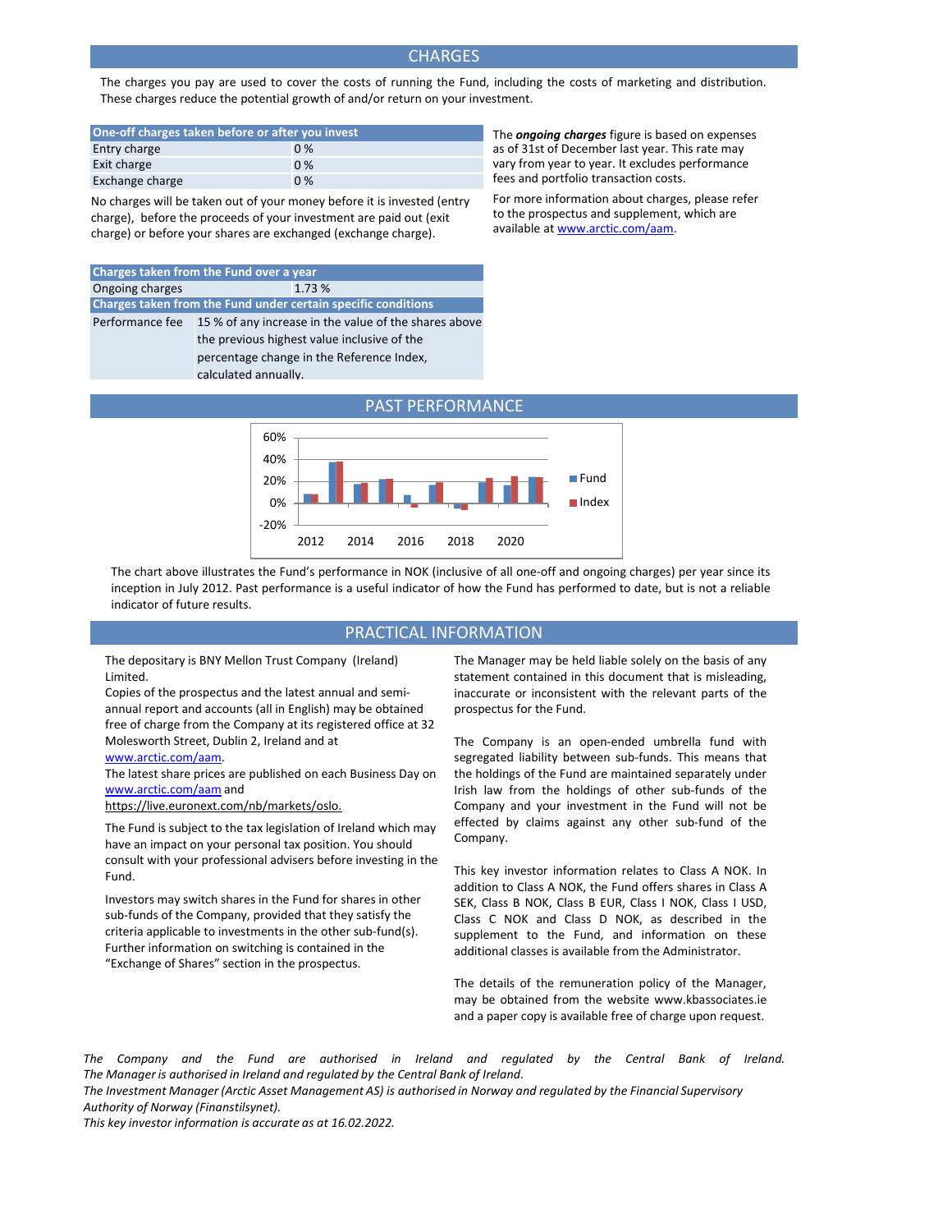## CHARGES

The charges you pay are used to cover the costs of running the Fund, including the costs of marketing and distribution. These charges reduce the potential growth of and/or return on your investment.

| One-off charges taken before or after you invest | |
|---|---|
| Entry charge | 0 % |
| Exit charge | 0 % |
| Exchange charge | 0 % |

No charges will be taken out of your money before it is invested (entry charge), before the proceeds of your investment are paid out (exit charge) or before your shares are exchanged (exchange charge).

| Charges taken from the Fund over a year | |
|---|---|
| Ongoing charges | 1.73 % |
| **Charges taken from the Fund under certain specific conditions** | |
| Performance fee | 15 % of any increase in the value of the shares above the previous highest value inclusive of the percentage change in the Reference Index, calculated annually. |

The ***ongoing charges*** figure is based on expenses as of 31st of December last year. This rate may vary from year to year. It excludes performance fees and portfolio transaction costs.

For more information about charges, please refer to the prospectus and supplement, which are available at www.arctic.com/aam.

## PAST PERFORMANCE

60%
40%
20%
0%
-20%
2012 2014 2016 2018 2020
Fund
Index

The chart above illustrates the Fund's performance in NOK (inclusive of all one-off and ongoing charges) per year since its inception in July 2012. Past performance is a useful indicator of how the Fund has performed to date, but is not a reliable indicator of future results.

## PRACTICAL INFORMATION

The depositary is BNY Mellon Trust Company (Ireland) Limited.

Copies of the prospectus and the latest annual and semi-annual report and accounts (all in English) may be obtained free of charge from the Company at its registered office at 32 Molesworth Street, Dublin 2, Ireland and at www.arctic.com/aam.

The latest share prices are published on each Business Day on www.arctic.com/aam and https://live.euronext.com/nb/markets/oslo.

The Fund is subject to the tax legislation of Ireland which may have an impact on your personal tax position. You should consult with your professional advisers before investing in the Fund.

Investors may switch shares in the Fund for shares in other sub-funds of the Company, provided that they satisfy the criteria applicable to investments in the other sub-fund(s). Further information on switching is contained in the "Exchange of Shares" section in the prospectus.

The Manager may be held liable solely on the basis of any statement contained in this document that is misleading, inaccurate or inconsistent with the relevant parts of the prospectus for the Fund.

The Company is an open-ended umbrella fund with segregated liability between sub-funds. This means that the holdings of the Fund are maintained separately under Irish law from the holdings of other sub-funds of the Company and your investment in the Fund will not be effected by claims against any other sub-fund of the Company.

This key investor information relates to Class A NOK. In addition to Class A NOK, the Fund offers shares in Class A SEK, Class B NOK, Class B EUR, Class I NOK, Class I USD, Class C NOK and Class D NOK, as described in the supplement to the Fund, and information on these additional classes is available from the Administrator.

The details of the remuneration policy of the Manager, may be obtained from the website www.kbassociates.ie and a paper copy is available free of charge upon request.

*The Company and the Fund are authorised in Ireland and regulated by the Central Bank of Ireland.*
*The Manager is authorised in Ireland and regulated by the Central Bank of Ireland.*
*The Investment Manager (Arctic Asset Management AS) is authorised in Norway and regulated by the Financial Supervisory Authority of Norway (Finanstilsynet).*
*This key investor information is accurate as at 16.02.2022.*